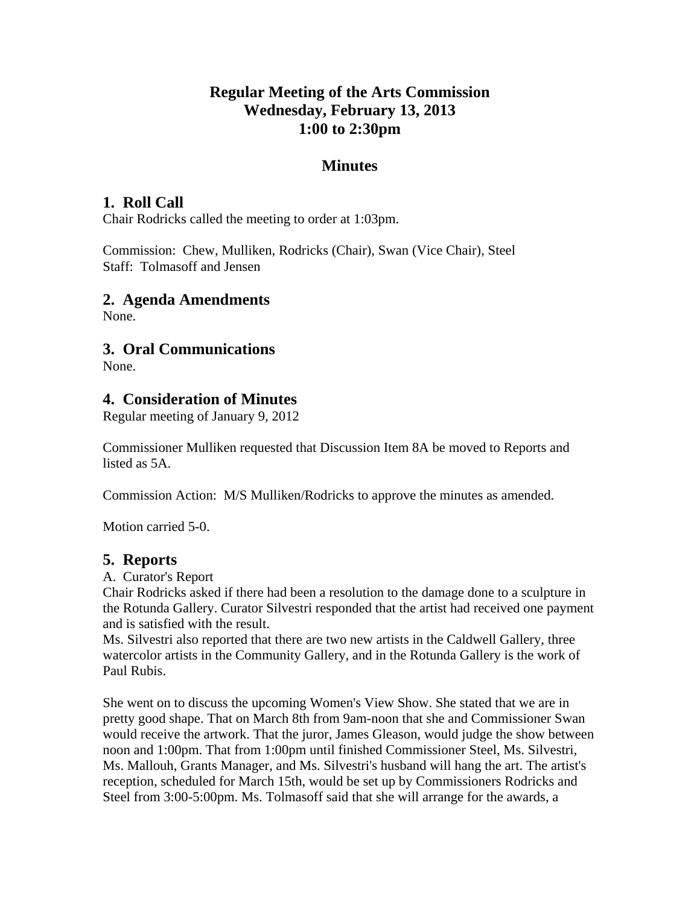# Regular Meeting of the Arts Commission
# Wednesday, February 13, 2013
# 1:00 to 2:30pm

## Minutes

## 1. Roll Call

Chair Rodricks called the meeting to order at 1:03pm.

Commission: Chew, Mulliken, Rodricks (Chair), Swan (Vice Chair), Steel
Staff: Tolmasoff and Jensen

## 2. Agenda Amendments

None.

## 3. Oral Communications

None.

## 4. Consideration of Minutes

Regular meeting of January 9, 2012

Commissioner Mulliken requested that Discussion Item 8A be moved to Reports and listed as 5A.

Commission Action: M/S Mulliken/Rodricks to approve the minutes as amended.

Motion carried 5-0.

## 5. Reports

A. Curator's Report
Chair Rodricks asked if there had been a resolution to the damage done to a sculpture in the Rotunda Gallery. Curator Silvestri responded that the artist had received one payment and is satisfied with the result.
Ms. Silvestri also reported that there are two new artists in the Caldwell Gallery, three watercolor artists in the Community Gallery, and in the Rotunda Gallery is the work of Paul Rubis.

She went on to discuss the upcoming Women's View Show. She stated that we are in pretty good shape. That on March 8th from 9am-noon that she and Commissioner Swan would receive the artwork. That the juror, James Gleason, would judge the show between noon and 1:00pm. That from 1:00pm until finished Commissioner Steel, Ms. Silvestri, Ms. Mallouh, Grants Manager, and Ms. Silvestri's husband will hang the art. The artist's reception, scheduled for March 15th, would be set up by Commissioners Rodricks and Steel from 3:00-5:00pm. Ms. Tolmasoff said that she will arrange for the awards, a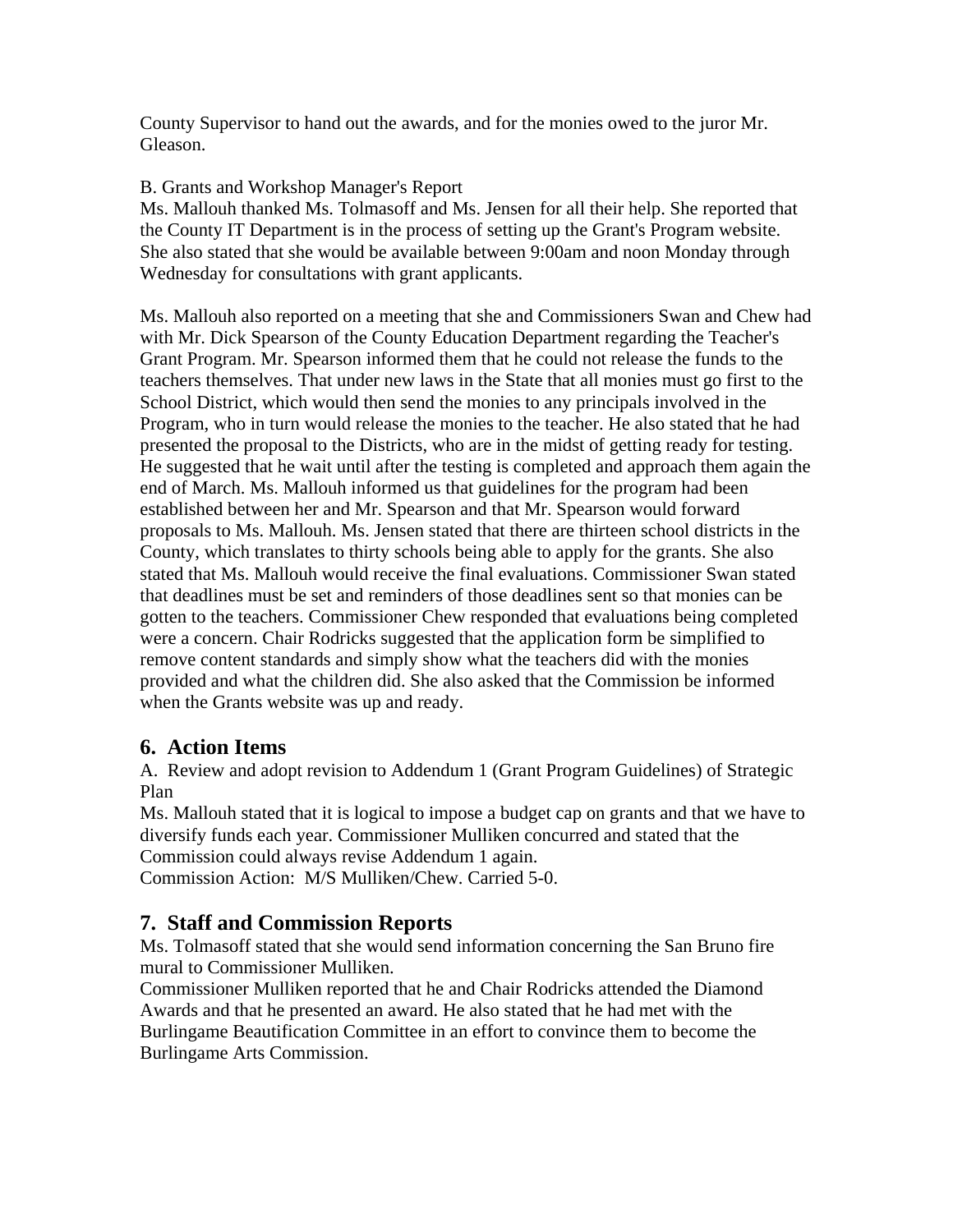County Supervisor to hand out the awards, and for the monies owed to the juror Mr. Gleason.

B. Grants and Workshop Manager's Report

Ms. Mallouh thanked Ms. Tolmasoff and Ms. Jensen for all their help. She reported that the County IT Department is in the process of setting up the Grant's Program website. She also stated that she would be available between 9:00am and noon Monday through Wednesday for consultations with grant applicants.

Ms. Mallouh also reported on a meeting that she and Commissioners Swan and Chew had with Mr. Dick Spearson of the County Education Department regarding the Teacher's Grant Program. Mr. Spearson informed them that he could not release the funds to the teachers themselves. That under new laws in the State that all monies must go first to the School District, which would then send the monies to any principals involved in the Program, who in turn would release the monies to the teacher. He also stated that he had presented the proposal to the Districts, who are in the midst of getting ready for testing. He suggested that he wait until after the testing is completed and approach them again the end of March. Ms. Mallouh informed us that guidelines for the program had been established between her and Mr. Spearson and that Mr. Spearson would forward proposals to Ms. Mallouh. Ms. Jensen stated that there are thirteen school districts in the County, which translates to thirty schools being able to apply for the grants. She also stated that Ms. Mallouh would receive the final evaluations. Commissioner Swan stated that deadlines must be set and reminders of those deadlines sent so that monies can be gotten to the teachers. Commissioner Chew responded that evaluations being completed were a concern. Chair Rodricks suggested that the application form be simplified to remove content standards and simply show what the teachers did with the monies provided and what the children did. She also asked that the Commission be informed when the Grants website was up and ready.

## 6. Action Items

A. Review and adopt revision to Addendum 1 (Grant Program Guidelines) of Strategic Plan

Ms. Mallouh stated that it is logical to impose a budget cap on grants and that we have to diversify funds each year. Commissioner Mulliken concurred and stated that the Commission could always revise Addendum 1 again.

Commission Action: M/S Mulliken/Chew. Carried 5-0.

## 7. Staff and Commission Reports

Ms. Tolmasoff stated that she would send information concerning the San Bruno fire mural to Commissioner Mulliken.

Commissioner Mulliken reported that he and Chair Rodricks attended the Diamond Awards and that he presented an award. He also stated that he had met with the Burlingame Beautification Committee in an effort to convince them to become the Burlingame Arts Commission.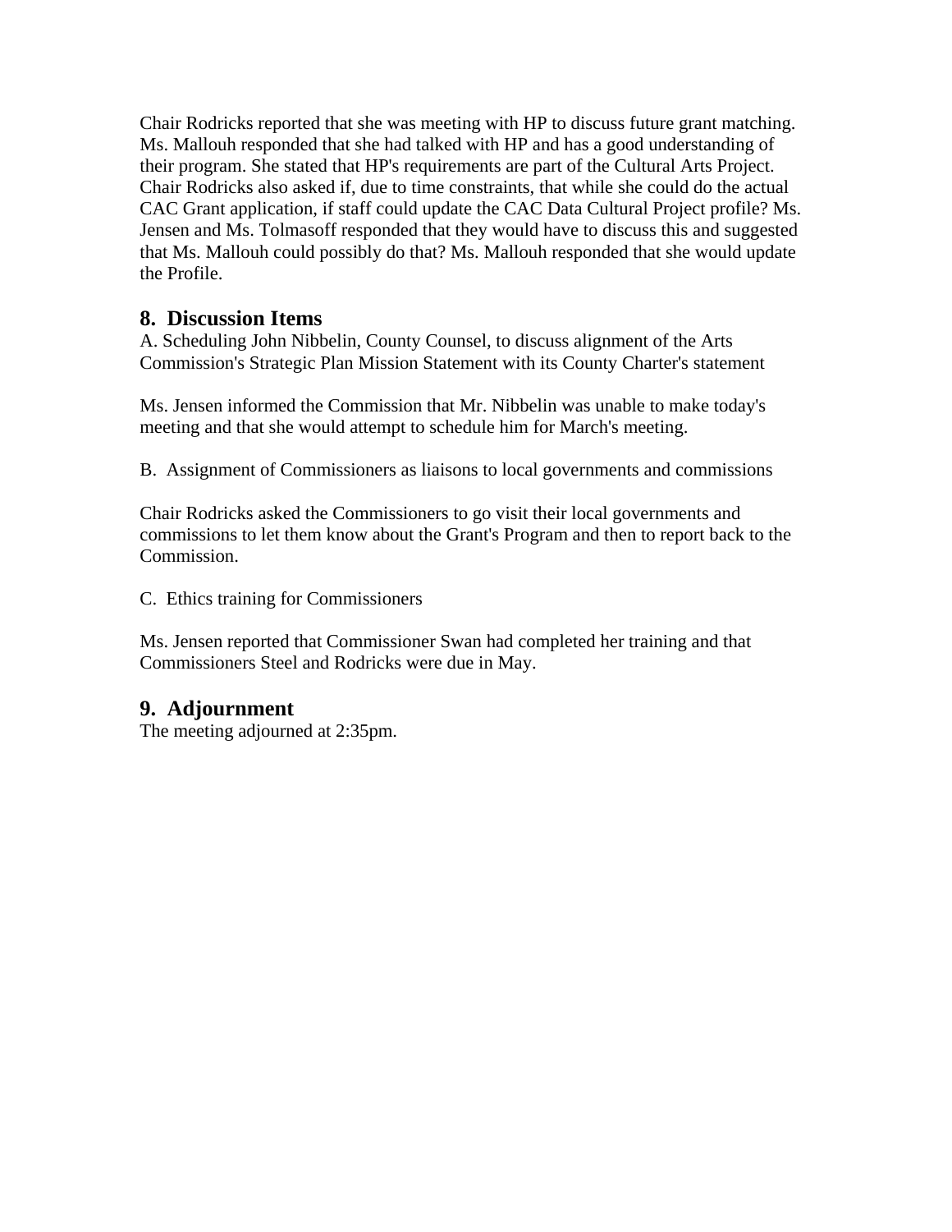Chair Rodricks reported that she was meeting with HP to discuss future grant matching. Ms. Mallouh responded that she had talked with HP and has a good understanding of their program. She stated that HP's requirements are part of the Cultural Arts Project. Chair Rodricks also asked if, due to time constraints, that while she could do the actual CAC Grant application, if staff could update the CAC Data Cultural Project profile? Ms. Jensen and Ms. Tolmasoff responded that they would have to discuss this and suggested that Ms. Mallouh could possibly do that? Ms. Mallouh responded that she would update the Profile.

## 8. Discussion Items

A. Scheduling John Nibbelin, County Counsel, to discuss alignment of the Arts Commission's Strategic Plan Mission Statement with its County Charter's statement

Ms. Jensen informed the Commission that Mr. Nibbelin was unable to make today's meeting and that she would attempt to schedule him for March's meeting.

B. Assignment of Commissioners as liaisons to local governments and commissions

Chair Rodricks asked the Commissioners to go visit their local governments and commissions to let them know about the Grant's Program and then to report back to the Commission.

C. Ethics training for Commissioners

Ms. Jensen reported that Commissioner Swan had completed her training and that Commissioners Steel and Rodricks were due in May.

## 9. Adjournment

The meeting adjourned at 2:35pm.